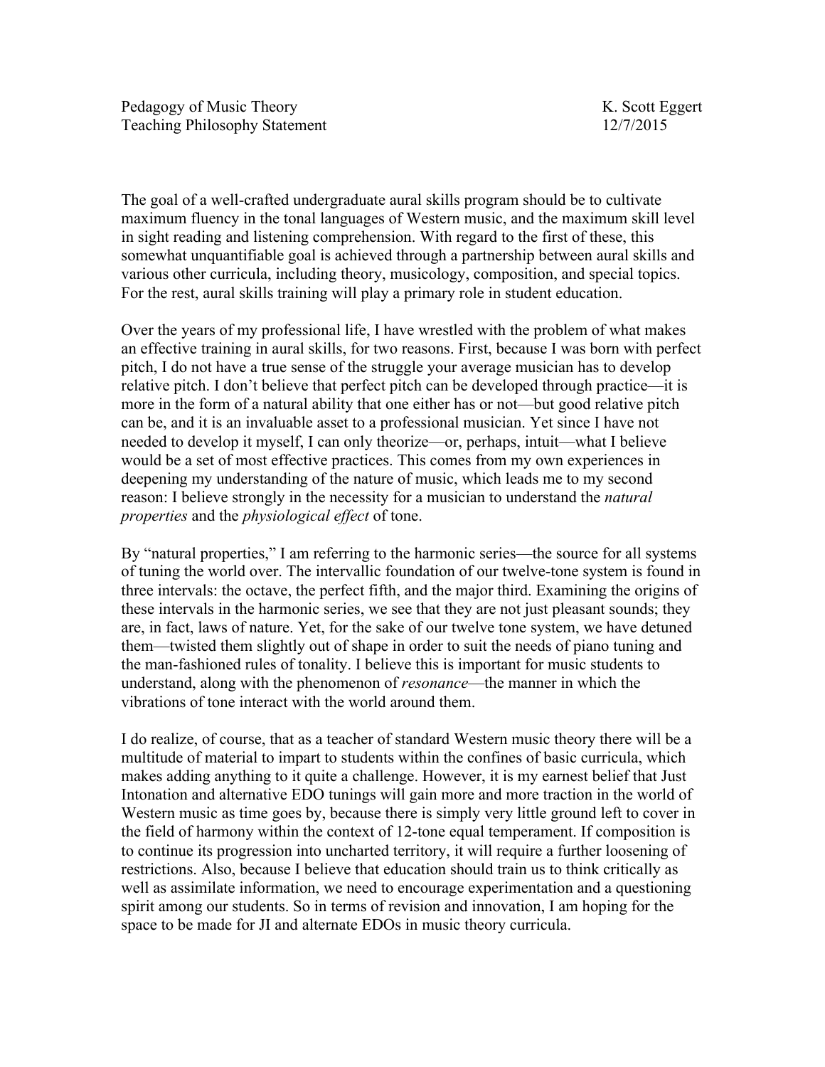Pedagogy of Music Theory K. Scott Eggert
Teaching Philosophy Statement 12/7/2015

The goal of a well-crafted undergraduate aural skills program should be to cultivate maximum fluency in the tonal languages of Western music, and the maximum skill level in sight reading and listening comprehension. With regard to the first of these, this somewhat unquantifiable goal is achieved through a partnership between aural skills and various other curricula, including theory, musicology, composition, and special topics. For the rest, aural skills training will play a primary role in student education.

Over the years of my professional life, I have wrestled with the problem of what makes an effective training in aural skills, for two reasons. First, because I was born with perfect pitch, I do not have a true sense of the struggle your average musician has to develop relative pitch. I don't believe that perfect pitch can be developed through practice—it is more in the form of a natural ability that one either has or not—but good relative pitch can be, and it is an invaluable asset to a professional musician. Yet since I have not needed to develop it myself, I can only theorize—or, perhaps, intuit—what I believe would be a set of most effective practices. This comes from my own experiences in deepening my understanding of the nature of music, which leads me to my second reason: I believe strongly in the necessity for a musician to understand the *natural properties* and the *physiological effect* of tone.

By "natural properties," I am referring to the harmonic series—the source for all systems of tuning the world over. The intervallic foundation of our twelve-tone system is found in three intervals: the octave, the perfect fifth, and the major third. Examining the origins of these intervals in the harmonic series, we see that they are not just pleasant sounds; they are, in fact, laws of nature. Yet, for the sake of our twelve tone system, we have detuned them—twisted them slightly out of shape in order to suit the needs of piano tuning and the man-fashioned rules of tonality. I believe this is important for music students to understand, along with the phenomenon of *resonance*—the manner in which the vibrations of tone interact with the world around them.

I do realize, of course, that as a teacher of standard Western music theory there will be a multitude of material to impart to students within the confines of basic curricula, which makes adding anything to it quite a challenge. However, it is my earnest belief that Just Intonation and alternative EDO tunings will gain more and more traction in the world of Western music as time goes by, because there is simply very little ground left to cover in the field of harmony within the context of 12-tone equal temperament. If composition is to continue its progression into uncharted territory, it will require a further loosening of restrictions. Also, because I believe that education should train us to think critically as well as assimilate information, we need to encourage experimentation and a questioning spirit among our students. So in terms of revision and innovation, I am hoping for the space to be made for JI and alternate EDOs in music theory curricula.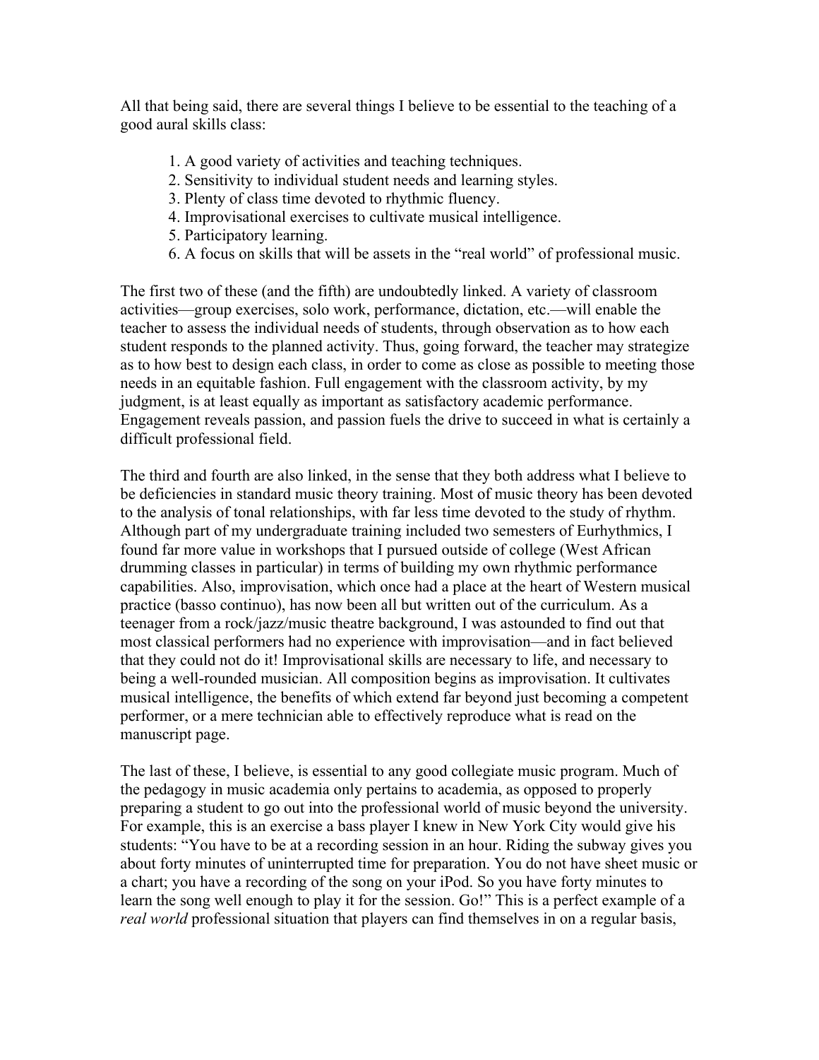All that being said, there are several things I believe to be essential to the teaching of a good aural skills class:

1. A good variety of activities and teaching techniques.
2. Sensitivity to individual student needs and learning styles.
3. Plenty of class time devoted to rhythmic fluency.
4. Improvisational exercises to cultivate musical intelligence.
5. Participatory learning.
6. A focus on skills that will be assets in the "real world" of professional music.

The first two of these (and the fifth) are undoubtedly linked. A variety of classroom activities—group exercises, solo work, performance, dictation, etc.—will enable the teacher to assess the individual needs of students, through observation as to how each student responds to the planned activity. Thus, going forward, the teacher may strategize as to how best to design each class, in order to come as close as possible to meeting those needs in an equitable fashion. Full engagement with the classroom activity, by my judgment, is at least equally as important as satisfactory academic performance. Engagement reveals passion, and passion fuels the drive to succeed in what is certainly a difficult professional field.

The third and fourth are also linked, in the sense that they both address what I believe to be deficiencies in standard music theory training. Most of music theory has been devoted to the analysis of tonal relationships, with far less time devoted to the study of rhythm. Although part of my undergraduate training included two semesters of Eurhythmics, I found far more value in workshops that I pursued outside of college (West African drumming classes in particular) in terms of building my own rhythmic performance capabilities. Also, improvisation, which once had a place at the heart of Western musical practice (basso continuo), has now been all but written out of the curriculum. As a teenager from a rock/jazz/music theatre background, I was astounded to find out that most classical performers had no experience with improvisation—and in fact believed that they could not do it! Improvisational skills are necessary to life, and necessary to being a well-rounded musician. All composition begins as improvisation. It cultivates musical intelligence, the benefits of which extend far beyond just becoming a competent performer, or a mere technician able to effectively reproduce what is read on the manuscript page.

The last of these, I believe, is essential to any good collegiate music program. Much of the pedagogy in music academia only pertains to academia, as opposed to properly preparing a student to go out into the professional world of music beyond the university. For example, this is an exercise a bass player I knew in New York City would give his students: "You have to be at a recording session in an hour. Riding the subway gives you about forty minutes of uninterrupted time for preparation. You do not have sheet music or a chart; you have a recording of the song on your iPod. So you have forty minutes to learn the song well enough to play it for the session. Go!" This is a perfect example of a *real world* professional situation that players can find themselves in on a regular basis,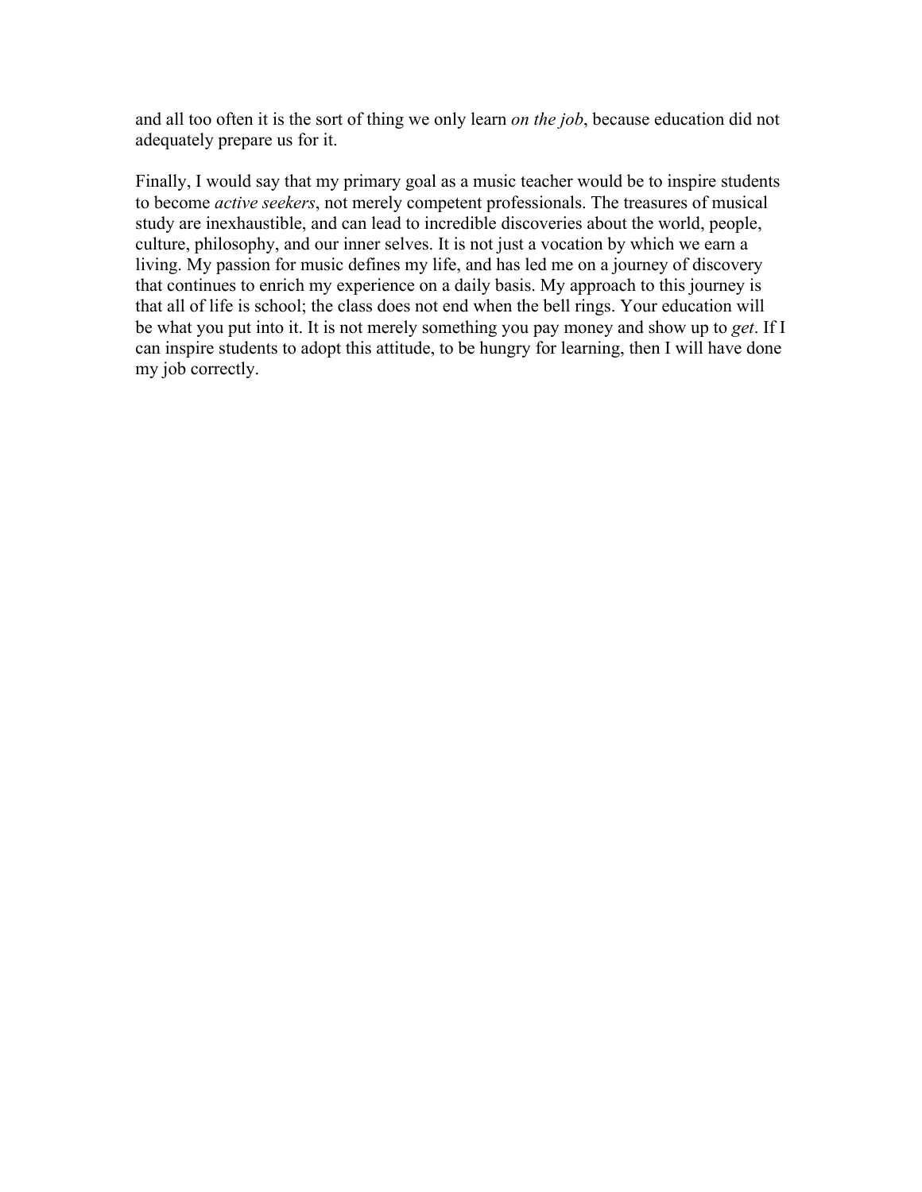and all too often it is the sort of thing we only learn *on the job*, because education did not adequately prepare us for it.

Finally, I would say that my primary goal as a music teacher would be to inspire students to become *active seekers*, not merely competent professionals. The treasures of musical study are inexhaustible, and can lead to incredible discoveries about the world, people, culture, philosophy, and our inner selves. It is not just a vocation by which we earn a living. My passion for music defines my life, and has led me on a journey of discovery that continues to enrich my experience on a daily basis. My approach to this journey is that all of life is school; the class does not end when the bell rings. Your education will be what you put into it. It is not merely something you pay money and show up to *get*. If I can inspire students to adopt this attitude, to be hungry for learning, then I will have done my job correctly.